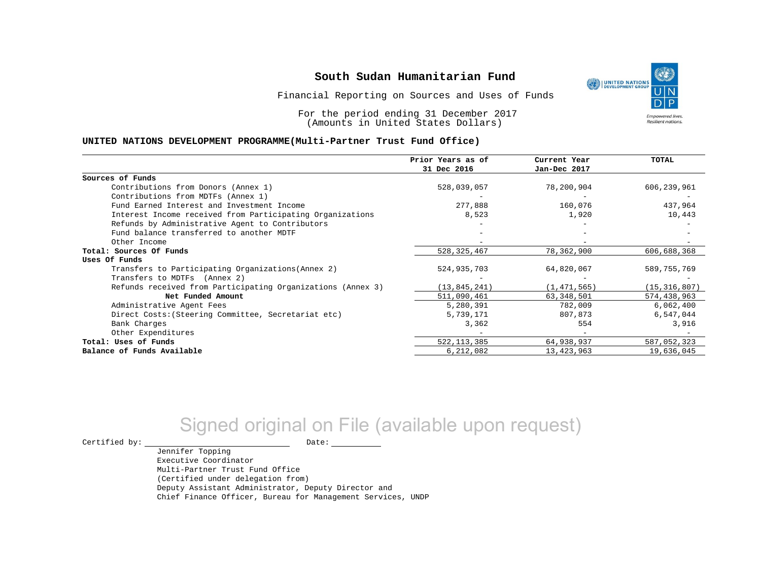# South Sudan Humanitarian Fund

Financial Reporting on Sources and Uses of Funds

For the period ending 31 December 2017
(Amounts in United States Dollars)

**UNITED NATIONS DEVELOPMENT PROGRAMME(Multi-Partner Trust Fund Office)**

| | Prior Years as of 31 Dec 2016 | Current Year Jan-Dec 2017 | TOTAL |
|---|---|---|---|
| **Sources of Funds** | | | |
| Contributions from Donors (Annex 1) | 528,039,057 | 78,200,904 | 606,239,961 |
| Contributions from MDTFs (Annex 1) | - | - | - |
| Fund Earned Interest and Investment Income | 277,888 | 160,076 | 437,964 |
| Interest Income received from Participating Organizations | 8,523 | 1,920 | 10,443 |
| Refunds by Administrative Agent to Contributors | - | - | - |
| Fund balance transferred to another MDTF | - | - | - |
| Other Income | - | - | - |
| **Total: Sources Of Funds** | 528,325,467 | 78,362,900 | 606,688,368 |
| **Uses Of Funds** | | | |
| Transfers to Participating Organizations(Annex 2) | 524,935,703 | 64,820,067 | 589,755,769 |
| Transfers to MDTFs (Annex 2) | - | - | - |
| Refunds received from Participating Organizations (Annex 3) | (13,845,241) | (1,471,565) | (15,316,807) |
| **Net Funded Amount** | 511,090,461 | 63,348,501 | 574,438,963 |
| Administrative Agent Fees | 5,280,391 | 782,009 | 6,062,400 |
| Direct Costs:(Steering Committee, Secretariat etc) | 5,739,171 | 807,873 | 6,547,044 |
| Bank Charges | 3,362 | 554 | 3,916 |
| Other Expenditures | - | - | - |
| **Total: Uses of Funds** | 522,113,385 | 64,938,937 | 587,052,323 |
| **Balance of Funds Available** | 6,212,082 | 13,423,963 | 19,636,045 |

Signed original on File (available upon request)

Certified by: ____________________ Date: __________

Jennifer Topping
Executive Coordinator
Multi-Partner Trust Fund Office
(Certified under delegation from)
Deputy Assistant Administrator, Deputy Director and
Chief Finance Officer, Bureau for Management Services, UNDP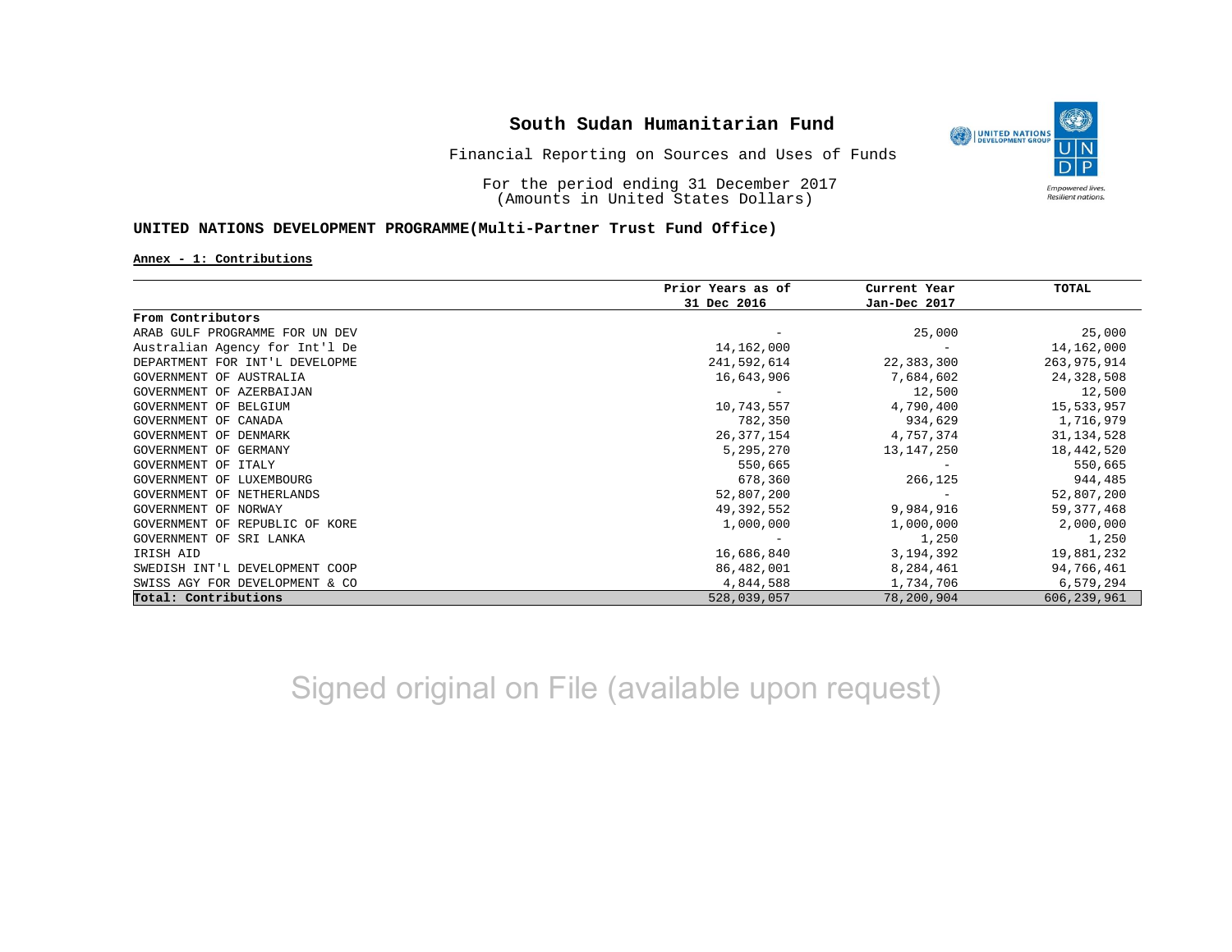# South Sudan Humanitarian Fund

Financial Reporting on Sources and Uses of Funds

For the period ending 31 December 2017
(Amounts in United States Dollars)

**UNITED NATIONS DEVELOPMENT PROGRAMME(Multi-Partner Trust Fund Office)**

**Annex - 1: Contributions**

| | Prior Years as of 31 Dec 2016 | Current Year Jan-Dec 2017 | TOTAL |
|---|---|---|---|
| **From Contributors** | | | |
| ARAB GULF PROGRAMME FOR UN DEV | - | 25,000 | 25,000 |
| Australian Agency for Int'l De | 14,162,000 | - | 14,162,000 |
| DEPARTMENT FOR INT'L DEVELOPME | 241,592,614 | 22,383,300 | 263,975,914 |
| GOVERNMENT OF AUSTRALIA | 16,643,906 | 7,684,602 | 24,328,508 |
| GOVERNMENT OF AZERBAIJAN | - | 12,500 | 12,500 |
| GOVERNMENT OF BELGIUM | 10,743,557 | 4,790,400 | 15,533,957 |
| GOVERNMENT OF CANADA | 782,350 | 934,629 | 1,716,979 |
| GOVERNMENT OF DENMARK | 26,377,154 | 4,757,374 | 31,134,528 |
| GOVERNMENT OF GERMANY | 5,295,270 | 13,147,250 | 18,442,520 |
| GOVERNMENT OF ITALY | 550,665 | - | 550,665 |
| GOVERNMENT OF LUXEMBOURG | 678,360 | 266,125 | 944,485 |
| GOVERNMENT OF NETHERLANDS | 52,807,200 | - | 52,807,200 |
| GOVERNMENT OF NORWAY | 49,392,552 | 9,984,916 | 59,377,468 |
| GOVERNMENT OF REPUBLIC OF KORE | 1,000,000 | 1,000,000 | 2,000,000 |
| GOVERNMENT OF SRI LANKA | - | 1,250 | 1,250 |
| IRISH AID | 16,686,840 | 3,194,392 | 19,881,232 |
| SWEDISH INT'L DEVELOPMENT COOP | 86,482,001 | 8,284,461 | 94,766,461 |
| SWISS AGY FOR DEVELOPMENT & CO | 4,844,588 | 1,734,706 | 6,579,294 |
| **Total: Contributions** | 528,039,057 | 78,200,904 | 606,239,961 |

Signed original on File (available upon request)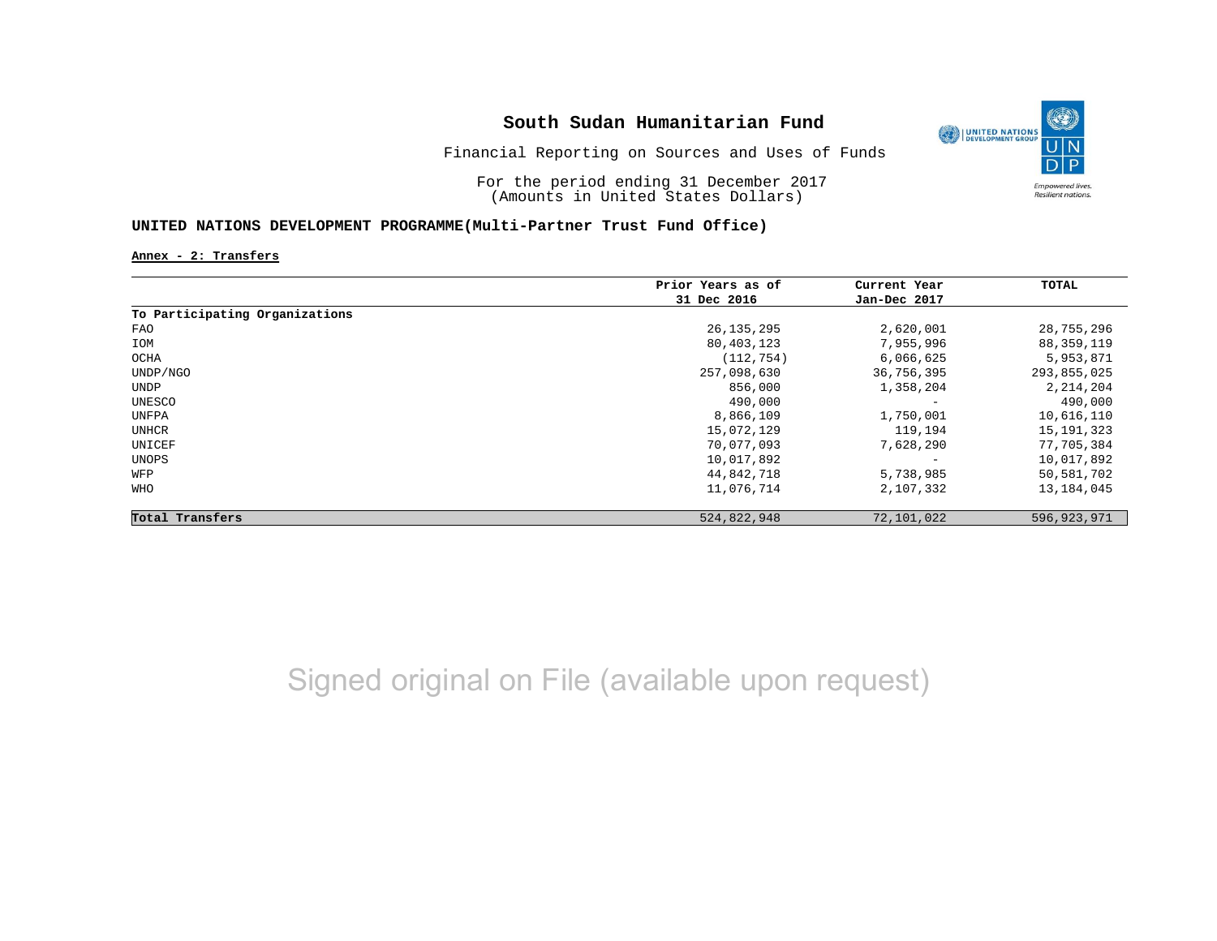# South Sudan Humanitarian Fund

Financial Reporting on Sources and Uses of Funds

For the period ending 31 December 2017
(Amounts in United States Dollars)

## UNITED NATIONS DEVELOPMENT PROGRAMME(Multi-Partner Trust Fund Office)

**Annex - 2: Transfers**

| | Prior Years as of 31 Dec 2016 | Current Year Jan-Dec 2017 | TOTAL |
|---|---|---|---|
| **To Participating Organizations** | | | |
| FAO | 26,135,295 | 2,620,001 | 28,755,296 |
| IOM | 80,403,123 | 7,955,996 | 88,359,119 |
| OCHA | (112,754) | 6,066,625 | 5,953,871 |
| UNDP/NGO | 257,098,630 | 36,756,395 | 293,855,025 |
| UNDP | 856,000 | 1,358,204 | 2,214,204 |
| UNESCO | 490,000 | - | 490,000 |
| UNFPA | 8,866,109 | 1,750,001 | 10,616,110 |
| UNHCR | 15,072,129 | 119,194 | 15,191,323 |
| UNICEF | 70,077,093 | 7,628,290 | 77,705,384 |
| UNOPS | 10,017,892 | - | 10,017,892 |
| WFP | 44,842,718 | 5,738,985 | 50,581,702 |
| WHO | 11,076,714 | 2,107,332 | 13,184,045 |
| **Total Transfers** | 524,822,948 | 72,101,022 | 596,923,971 |

Signed original on File (available upon request)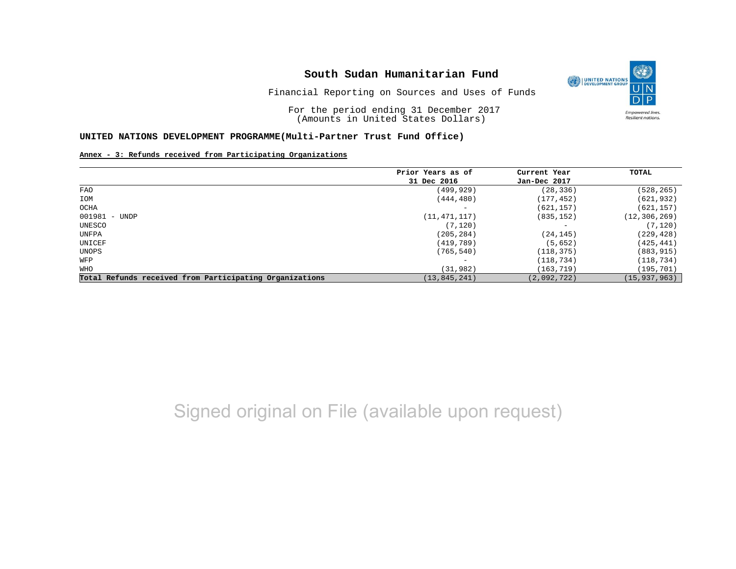# South Sudan Humanitarian Fund

Financial Reporting on Sources and Uses of Funds

For the period ending 31 December 2017
(Amounts in United States Dollars)

**UNITED NATIONS DEVELOPMENT PROGRAMME(Multi-Partner Trust Fund Office)**

**Annex - 3: Refunds received from Participating Organizations**

| | Prior Years as of 31 Dec 2016 | Current Year Jan-Dec 2017 | TOTAL |
|---|---|---|---|
| FAO | (499,929) | (28,336) | (528,265) |
| IOM | (444,480) | (177,452) | (621,932) |
| OCHA | - | (621,157) | (621,157) |
| 001981 - UNDP | (11,471,117) | (835,152) | (12,306,269) |
| UNESCO | (7,120) | - | (7,120) |
| UNFPA | (205,284) | (24,145) | (229,428) |
| UNICEF | (419,789) | (5,652) | (425,441) |
| UNOPS | (765,540) | (118,375) | (883,915) |
| WFP | - | (118,734) | (118,734) |
| WHO | (31,982) | (163,719) | (195,701) |
| **Total Refunds received from Participating Organizations** | (13,845,241) | (2,092,722) | (15,937,963) |

Signed original on File (available upon request)